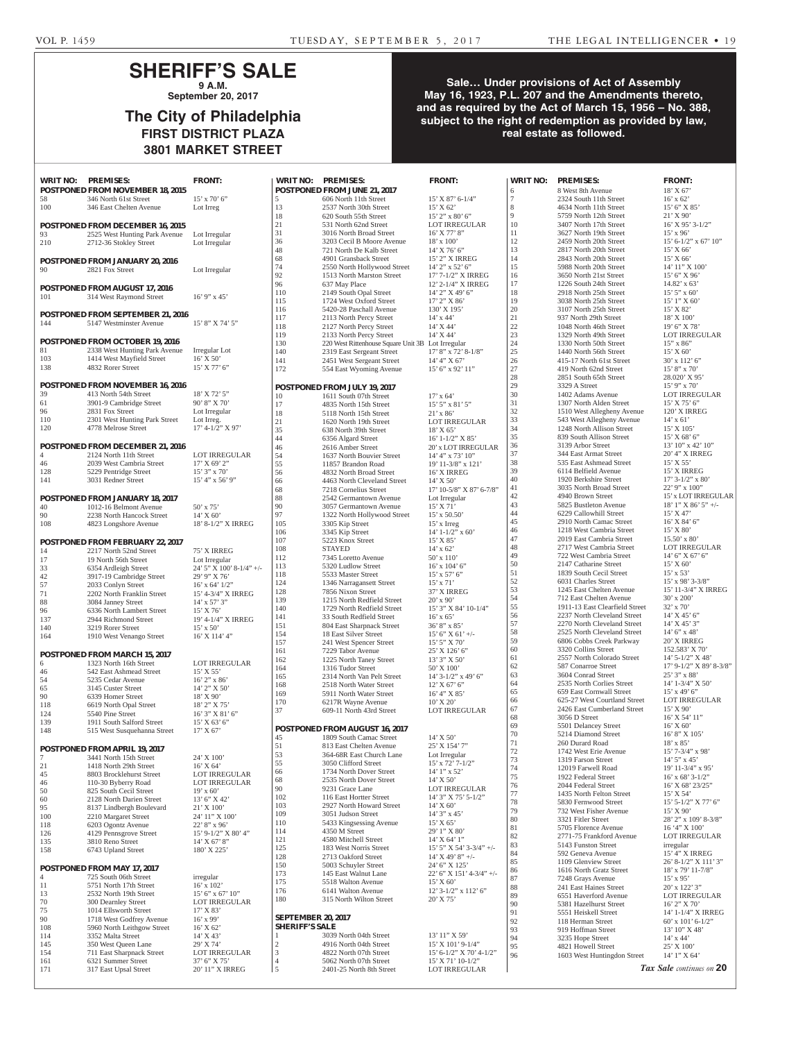# SHERIFF'S SALE

**9 A.M.**

**September 20, 2017**

## The City of Philadelphia

**FIRST DISTRICT PLAZA**

**3801 MARKET STREET**

**Sale… Under provisions of Act of Assembly May 16, 1923, P.L. 207 and the Amendments thereto, and as required by the Act of March 15, 1956 – No. 388, subject to the right of redemption as provided by law, real estate as followed.**

| WRIT NO: | PREMISES: | FRONT: |
|---|---|---|
| **POSTPONED FROM NOVEMBER 18, 2015** | | |
| 58 | 346 North 61st Street | 15' x 70' 6" |
| 100 | 346 East Chelten Avenue | Lot Irreg |
| **POSTPONED FROM DECEMBER 16, 2015** | | |
| 93 | 2525 West Hunting Park Avenue | Lot Irregular |
| 210 | 2712-36 Stokley Street | Lot Irregular |
| **POSTPONED FROM JANUARY 20, 2016** | | |
| 90 | 2821 Fox Street | Lot Irregular |
| **POSTPONED FROM AUGUST 17, 2016** | | |
| 101 | 314 West Raymond Street | 16' 9" x 45' |
| **POSTPONED FROM SEPTEMBER 21, 2016** | | |
| 144 | 5147 Westminster Avenue | 15' 8" X 74' 5" |
| **POSTPONED FROM OCTOBER 19, 2016** | | |
| 81 | 2338 West Hunting Park Avenue | Irregular Lot |
| 103 | 1414 West Mayfield Street | 16' X 50' |
| 138 | 4832 Rorer Street | 15' X 77' 6" |
| **POSTPONED FROM NOVEMBER 16, 2016** | | |
| 39 | 413 North 54th Street | 18' X 72' 5" |
| 61 | 3901-9 Cambridge Street | 90' 8" X 70' |
| 96 | 2831 Fox Street | Lot Irregular |
| 110 | 2301 West Hunting Park Street | Lot Irreg. |
| 120 | 4778 Melrose Street | 17' 4-1/2" X 97' |
| **POSTPONED FROM DECEMBER 21, 2016** | | |
| 4 | 2124 North 11th Street | LOT IRREGULAR |
| 46 | 2039 West Cambria Street | 17' X 69' 2" |
| 128 | 5229 Pentridge Street | 15' 3" x 70' |
| 141 | 3031 Redner Street | 15' 4" x 56' 9" |
| **POSTPONED FROM JANUARY 18, 2017** | | |
| 40 | 1012-16 Belmont Avenue | 50' x 75' |
| 90 | 2238 North Hancock Street | 14' X 60' |
| 108 | 4823 Longshore Avenue | 18' 8-1/2" X IRREG |
| **POSTPONED FROM FEBRUARY 22, 2017** | | |
| 14 | 2217 North 52nd Street | 75' X IRREG |
| 17 | 19 North 56th Street | Lot Irregular |
| 33 | 6354 Ardleigh Street | 24' 5" X 100' 8-1/4" +/- |
| 42 | 3917-19 Cambridge Street | 29' 9" X 76' |
| 57 | 2033 Conlyn Street | 16' x 64' 1/2" |
| 71 | 2202 North Franklin Street | 15' 4-3/4" X IRREG |
| 88 | 3084 Janney Street | 14' x 57' 3" |
| 96 | 6336 North Lambert Street | 15' X 76' |
| 137 | 2944 Richmond Street | 19' 4-1/4" X IRREG |
| 140 | 3219 Rorer Street | 15' x 50' |
| 164 | 1910 West Venango Street | 16' X 114' 4" |
| **POSTPONED FROM MARCH 15, 2017** | | |
| 6 | 1323 North 16th Street | LOT IRREGULAR |
| 46 | 542 East Ashmead Street | 15' X 55' |
| 54 | 5235 Cedar Avenue | 16' 2" x 86' |
| 65 | 3145 Custer Street | 14' 2" X 50' |
| 90 | 6339 Homer Street | 18' X 90' |
| 118 | 6619 North Opal Street | 18' 2" X 75' |
| 124 | 5540 Pine Street | 16' 3" X 81' 6" |
| 139 | 1911 South Salford Street | 15' X 63' 6" |
| 148 | 515 West Susquehanna Street | 17' X 67' |
| **POSTPONED FROM APRIL 19, 2017** | | |
| 7 | 3441 North 15th Street | 24' X 100' |
| 21 | 1418 North 29th Street | 16' X 64' |
| 45 | 8803 Brocklehurst Street | LOT IRREGULAR |
| 46 | 110-30 Byberry Road | LOT IRREGULAR |
| 50 | 825 South Cecil Street | 19' x 60' |
| 60 | 2128 North Darien Street | 13' 6" X 42' |
| 95 | 8137 Lindbergh Boulevard | 21' X 100' |
| 100 | 2210 Margaret Street | 24' 11" X 100' |
| 118 | 6203 Ogontz Avenue | 22' 8" x 96' |
| 126 | 4129 Pennsgrove Street | 15' 9-1/2" X 80' 4" |
| 135 | 3810 Reno Street | 14' X 67' 8" |
| 158 | 6743 Upland Street | 180' X 225' |
| **POSTPONED FROM MAY 17, 2017** | | |
| 4 | 725 South 06th Street | irregular |
| 11 | 5751 North 17th Street | 16' x 102' |
| 13 | 2532 North 19th Street | 15' 6" x 67' 10" |
| 70 | 300 Dearnley Street | LOT IRREGULAR |
| 75 | 1014 Ellsworth Street | 17' X 83' |
| 90 | 1718 West Godfrey Avenue | 16' x 99' |
| 108 | 5960 North Leithgow Street | 16' X 62' |
| 114 | 3352 Malta Street | 14' X 43' |
| 145 | 350 West Queen Lane | 29' X 74' |
| 154 | 711 East Sharpnack Street | LOT IRREGULAR |
| 161 | 6321 Summer Street | 37' 6" X 75' |
| 171 | 317 East Upsal Street | 20' 11" X IRREG |
| **POSTPONED FROM JUNE 21, 2017** | | |
| 5 | 606 North 11th Street | 15' X 87' 6-1/4" |
| 13 | 2537 North 30th Street | 15' X 62' |
| 18 | 620 South 55th Street | 15' 2" x 80' 6" |
| 21 | 531 North 62nd Street | LOT IRREGULAR |
| 31 | 3016 North Broad Street | 16' X 77' 8" |
| 36 | 3203 Cecil B Moore Avenue | 18' x 100' |
| 48 | 721 North De Kalb Street | 14' X 76' 6" |
| 68 | 4901 Gransback Street | 15' 2" X IRREG |
| 74 | 2550 North Hollywood Street | 14' 2" x 52' 6" |
| 92 | 1513 North Marston Street | 17' 7-1/2" X IRREG |
| 96 | 637 May Place | 12' 2-1/4" X IRREG |
| 110 | 2149 South Opal Street | 14' 2" X 49' 6" |
| 115 | 1724 West Oxford Street | 17' 2" X 86' |
| 116 | 5420-28 Paschall Avenue | 130' X 195' |
| 117 | 2113 North Percy Street | 14' x 44' |
| 118 | 2127 North Percy Street | 14' X 44' |
| 119 | 2133 North Percy Street | 14' X 44' |
| 130 | 220 West Rittenhouse Square Unit 3B | Lot Irregular |
| 140 | 2319 East Sergeant Street | 17' 8" x 72' 8-1/8" |
| 141 | 2451 West Sergeant Street | 14' 4" X 67' |
| 172 | 554 East Wyoming Avenue | 15' 6" x 92' 11" |
| **POSTPONED FROM JULY 19, 2017** | | |
| 10 | 1611 South 07th Street | 17' x 64' |
| 17 | 4835 North 15th Street | 15' 5" x 81' 5" |
| 18 | 5118 North 15th Street | 21' x 86' |
| 21 | 1620 North 19th Street | LOT IRREGULAR |
| 35 | 638 North 39th Street | 18' X 65' |
| 44 | 6356 Algard Street | 16' 1-1/2" X 85' |
| 46 | 2616 Amber Street | 20' x LOT IRREGULAR |
| 54 | 1637 North Bouvier Street | 14' 4" x 73' 10" |
| 55 | 11857 Brandon Road | 19' 11-3/8" x 121' |
| 56 | 4832 North Broad Street | 16' X IRREG |
| 66 | 4463 North Cleveland Street | 14' X 50' |
| 68 | 7218 Cornelius Street | 17' 10-5/8" X 87' 6-7/8" |
| 88 | 2542 Germantown Avenue | Lot Irregular |
| 90 | 3057 Germantown Avenue | 15' X 71' |
| 97 | 1322 North Hollywood Street | 15' x 50.50' |
| 105 | 3305 Kip Street | 15' x Irreg |
| 106 | 3345 Kip Street | 14' 1-1/2" x 60' |
| 107 | 5223 Knox Street | 15' X 85' |
| 108 | STAYED | 14' x 62' |
| 112 | 7345 Loretto Avenue | 50' x 110' |
| 113 | 5320 Ludlow Street | 16' x 104' 6" |
| 118 | 5533 Master Street | 15' x 57' 6" |
| 124 | 1346 Narragansett Street | 15' x 71' |
| 128 | 7856 Nixon Street | 37' X IRREG |
| 139 | 1215 North Redfield Street | 20' x 90' |
| 140 | 1729 North Redfield Street | 15' 3" X 84' 10-1/4" |
| 141 | 33 South Redfield Street | 16' x 65' |
| 151 | 804 East Sharpnack Street | 36' 8" x 85' |
| 154 | 18 East Silver Street | 15' 6" X 61' +/- |
| 157 | 241 West Spencer Street | 15' 5" X 70' |
| 161 | 7229 Tabor Avenue | 25' X 126' 6" |
| 162 | 1225 North Taney Street | 13' 3" X 50' |
| 164 | 1316 Tudor Street | 50' X 100' |
| 165 | 2314 North Van Pelt Street | 14' 3-1/2" x 49' 6" |
| 168 | 2518 North Water Street | 12' X 67' 6" |
| 169 | 5911 North Water Street | 16' 4" X 85' |
| 170 | 6217R Wayne Avenue | 10' X 20' |
| 37 | 609-11 North 43rd Street | LOT IRREGULAR |
| **POSTPONED FROM AUGUST 16, 2017** | | |
| 45 | 1809 South Camac Street | 14' X 50' |
| 51 | 813 East Chelten Avenue | 25' X 154' 7" |
| 53 | 364-68R East Church Lane | Lot Irregular |
| 55 | 3050 Clifford Street | 15' x 72' 7-1/2" |
| 66 | 1734 North Dover Street | 14' 1" x 52' |
| 68 | 2535 North Dover Street | 14' X 50' |
| 90 | 9231 Grace Lane | LOT IRREGULAR |
| 102 | 116 East Hortter Street | 14' 3" X 75' 5-1/2" |
| 103 | 2927 North Howard Street | 14' X 60' |
| 109 | 3051 Judson Street | 14' 3" x 45' |
| 110 | 5433 Kingsessing Avenue | 15' X 65' |
| 114 | 4350 M Street | 29' 1" X 80' |
| 121 | 4580 Mitchell Street | 14' X 64' 1" |
| 125 | 183 West Norris Street | 15' 5" X 54' 3-3/4" +/- |
| 128 | 2713 Oakford Street | 14' X 49' 8" +/- |
| 150 | 5003 Schuyler Street | 24' 6" X 125' |
| 173 | 145 East Walnut Lane | 22' 6" X 151' 4-3/4" +/- |
| 175 | 5518 Walton Avenue | 15' X 60' |
| 176 | 6141 Walton Avenue | 12' 3-1/2" x 112' 6" |
| 180 | 315 North Wilton Street | 20' X 75' |
| **SEPTEMBER 20, 2017 SHERIFF'S SALE** | | |
| 1 | 3039 North 04th Street | 13' 11" X 59' |
| 2 | 4916 North 04th Street | 15' X 101' 9-1/4" |
| 3 | 4822 North 07th Street | 15' 6-1/2" X 70' 4-1/2" |
| 4 | 5062 North 07th Street | 15' X 71' 10-1/2" |
| 5 | 2401-25 North 8th Street | LOT IRREGULAR |
| 6 | 8 West 8th Avenue | 18' X 67' |
| 7 | 2324 South 11th Street | 16' x 62' |
| 8 | 4634 North 11th Street | 15' 6" X 85' |
| 9 | 5759 North 12th Street | 21' X 90' |
| 10 | 3407 North 17th Street | 16' X 95' 3-1/2" |
| 11 | 3627 North 19th Street | 15' x 96' |
| 12 | 2459 North 20th Street | 15' 6-1/2" x 67' 10" |
| 13 | 2817 North 20th Street | 15' X 66' |
| 14 | 2843 North 20th Street | 15' X 66' |
| 15 | 5988 North 20th Street | 14' 11" X 100' |
| 16 | 3650 North 21st Street | 15' 6" X 96' |
| 17 | 1226 South 24th Street | 14.82' x 63' |
| 18 | 2918 North 25th Street | 15' 5" x 60' |
| 19 | 3038 North 25th Street | 15' 1" X 60' |
| 20 | 3107 North 25th Street | 15' X 82' |
| 21 | 937 North 29th Street | 18' X 100' |
| 22 | 1048 North 46th Street | 19' 6" X 78' |
| 23 | 1329 North 49th Street | LOT IRREGULAR |
| 24 | 1330 North 50th Street | 15" x 86" |
| 25 | 1440 North 56th Street | 15' X 60' |
| 26 | 415-17 North 61st Street | 30' x 112' 6" |
| 27 | 419 North 62nd Street | 15' 8" x 70' |
| 28 | 2851 South 65th Street | 28.020' X 95' |
| 29 | 3329 A Street | 15' 9" x 70' |
| 30 | 1402 Adams Avenue | LOT IRREGULAR |
| 31 | 1307 North Alden Street | 15' X 75' 6" |
| 32 | 1510 West Allegheny Avenue | 120' X IRREG |
| 33 | 543 West Allegheny Avenue | 14' x 61' |
| 34 | 1248 North Allison Street | 15' X 105' |
| 35 | 839 South Allison Street | 15' X 68' 6" |
| 36 | 3139 Arbor Street | 13' 10" x 42' 10" |
| 37 | 344 East Armat Street | 20' 4" X IRREG |
| 38 | 535 East Ashmead Street | 15' X 55' |
| 39 | 6114 Belfield Avenue | 15' X IRREG |
| 40 | 1920 Berkshire Street | 17' 3-1/2" x 80' |
| 41 | 3035 North Broad Street | 22' 9" x 100" |
| 42 | 4940 Brown Street | 15' x LOT IRREGULAR |
| 43 | 5825 Bustleton Avenue | 18' 1" X 86' 5" +/- |
| 44 | 6229 Callowhill Street | 15' X 47' |
| 45 | 2910 North Camac Street | 16' X 84' 6" |
| 46 | 1218 West Cambria Street | 15' X 80' |
| 47 | 2019 East Cambria Street | 15.50' x 80' |
| 48 | 2717 West Cambria Street | LOT IRREGULAR |
| 49 | 722 West Cambria Street | 14' 6" X 67' 6" |
| 50 | 2147 Catharine Street | 15' X 60' |
| 51 | 1839 South Cecil Street | 15' x 53' |
| 52 | 6031 Charles Street | 15' x 98' 3-3/8" |
| 53 | 1245 East Chelten Avenue | 15' 11-3/4" X IRREG |
| 54 | 712 East Chelten Avenue | 30' x 200' |
| 55 | 1911-13 East Clearfield Street | 32' x 70' |
| 56 | 2237 North Cleveland Street | 14' X 45' 6" |
| 57 | 2270 North Cleveland Street | 14' X 45' 3" |
| 58 | 2525 North Cleveland Street | 14' 6" x 48' |
| 59 | 6806 Cobbs Creek Parkway | 20' X IRREG |
| 60 | 3320 Collins Street | 152.583' X 70' |
| 61 | 2557 North Colorado Street | 14' 5-1/2" X 48' |
| 62 | 587 Conarroe Street | 17' 9-1/2" X 89' 8-3/8" |
| 63 | 3604 Conrad Street | 25' 3" x 88' |
| 64 | 2535 North Corlies Street | 14' 1-3/4" X 50' |
| 65 | 659 East Cornwall Street | 15' x 49' 6" |
| 66 | 625-27 West Courtland Street | LOT IRREGULAR |
| 67 | 2426 East Cumberland Street | 15' X 90' |
| 68 | 3056 D Street | 16' X 54' 11" |
| 69 | 5501 Delancey Street | 16' X 60' |
| 70 | 5214 Diamond Street | 16' 8" X 105' |
| 71 | 260 Durard Road | 18' x 85' |
| 72 | 1742 West Erie Avenue | 15' 7-3/4" x 98' |
| 73 | 1319 Farson Street | 14' 5" x 45' |
| 74 | 12019 Farwell Road | 19' 11-3/4" x 95' |
| 75 | 1922 Federal Street | 16' x 68' 3-1/2" |
| 76 | 2044 Federal Street | 16' X 68' 23/25" |
| 77 | 1435 North Felton Street | 15' X 54' |
| 78 | 5830 Fernwood Street | 15' 5-1/2" X 77' 6" |
| 79 | 732 West Fisher Avenue | 15' X 90' |
| 80 | 3321 Fitler Street | 28' 2" x 109' 8-3/8" |
| 81 | 5705 Florence Avenue | 16 '4" X 100' |
| 82 | 2771-75 Frankford Avenue | LOT IRREGULAR |
| 83 | 5143 Funston Street | irregular |
| 84 | 592 Geneva Avenue | 15' 4" X IRREG |
| 85 | 1109 Glenview Street | 26' 8-1/2" X 111' 3" |
| 86 | 1616 North Gratz Street | 18' x 79' 11-7/8" |
| 87 | 7248 Grays Avenue | 15' x 95' |
| 88 | 241 East Haines Street | 20' x 122' 3" |
| 89 | 6551 Haverford Avenue | LOT IRREGULAR |
| 90 | 5381 Hazelhurst Street | 16' 2" X 70' |
| 91 | 5551 Heiskell Street | 14' 1-1/4" X IRREG |
| 92 | 118 Herman Street | 60' x 101' 6-1/2" |
| 93 | 919 Hoffman Street | 13' 10" X 48' |
| 94 | 3235 Hope Street | 14' x 44' |
| 95 | 4821 Howell Street | 25' X 100' |
| 96 | 1603 West Huntingdon Street | 14' 1" X 64' |

*Tax Sale continues on* **20**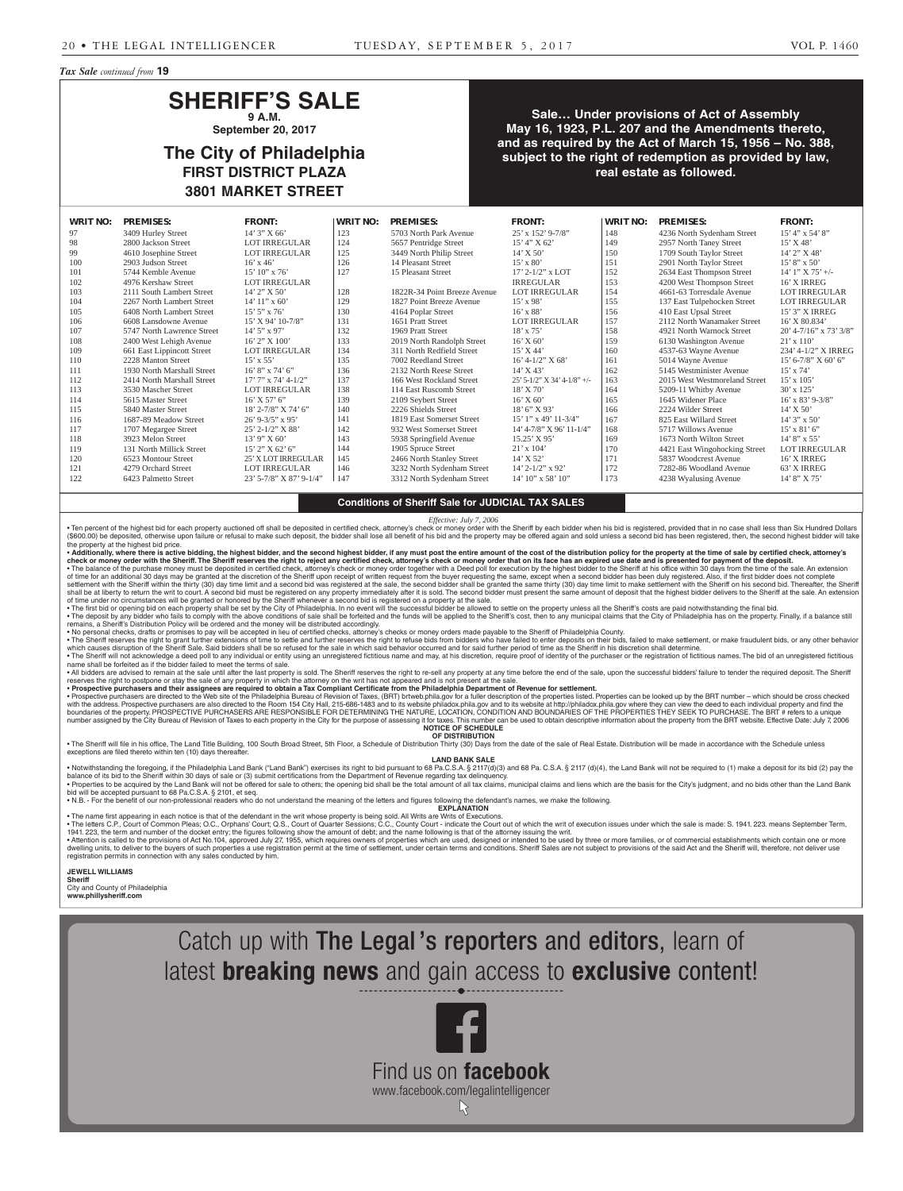*Tax Sale continued from* **19**

# SHERIFF'S SALE

**9 A.M.**

**September 20, 2017**

## The City of Philadelphia

**FIRST DISTRICT PLAZA**

**3801 MARKET STREET**

**Sale… Under provisions of Act of Assembly May 16, 1923, P.L. 207 and the Amendments thereto, and as required by the Act of March 15, 1956 – No. 388, subject to the right of redemption as provided by law, real estate as followed.**

| WRIT NO: | PREMISES: | FRONT: |
|---|---|---|
| 97 | 3409 Hurley Street | 14' 3" X 66' |
| 98 | 2800 Jackson Street | LOT IRREGULAR |
| 99 | 4610 Josephine Street | LOT IRREGULAR |
| 100 | 2903 Judson Street | 16' x 46' |
| 101 | 5744 Kemble Avenue | 15' 10" x 76' |
| 102 | 4976 Kershaw Street | LOT IRREGULAR |
| 103 | 2111 South Lambert Street | 14' 2" X 50' |
| 104 | 2267 North Lambert Street | 14' 11" x 60' |
| 105 | 6408 North Lambert Street | 15' 5" x 76' |
| 106 | 6608 Lansdowne Avenue | 15' X 94' 10-7/8" |
| 107 | 5747 North Lawrence Street | 14' 5" x 97' |
| 108 | 2400 West Lehigh Avenue | 16' 2" X 100' |
| 109 | 661 East Lippincott Street | LOT IRREGULAR |
| 110 | 2228 Manton Street | 15' x 55' |
| 111 | 1930 North Marshall Street | 16' 8" x 74' 6" |
| 112 | 2414 North Marshall Street | 17' 7" x 74' 4-1/2" |
| 113 | 3530 Mascher Street | LOT IRREGULAR |
| 114 | 5615 Master Street | 16' X 57' 6" |
| 115 | 5840 Master Street | 18' 2-7/8" X 74' 6" |
| 116 | 1687-89 Meadow Street | 26' 9-3/5" x 95' |
| 117 | 1707 Megargee Street | 25' 2-1/2" X 88' |
| 118 | 3923 Melon Street | 13' 9" X 60' |
| 119 | 131 North Millick Street | 15' 2" X 62' 6" |
| 120 | 6523 Montour Street | 25' X LOT IRREGULAR |
| 121 | 4279 Orchard Street | LOT IRREGULAR |
| 122 | 6423 Palmetto Street | 23' 5-7/8" X 87' 9-1/4" |
| 123 | 5703 North Park Avenue | 25' x 152' 9-7/8" |
| 124 | 5657 Pentridge Street | 15' 4" X 62' |
| 125 | 3449 North Philip Street | 14' X 50' |
| 126 | 14 Pleasant Street | 15' x 80' |
| 127 | 15 Pleasant Street | 17' 2-1/2" x LOT IRREGULAR |
| 128 | 1822R-34 Point Breeze Avenue | LOT IRREGULAR |
| 129 | 1827 Point Breeze Avenue | 15' x 98' |
| 130 | 4164 Poplar Street | 16' x 88' |
| 131 | 1651 Pratt Street | LOT IRREGULAR |
| 132 | 1969 Pratt Street | 18' x 75' |
| 133 | 2019 North Randolph Street | 16' X 60' |
| 134 | 311 North Redfield Street | 15' X 44' |
| 135 | 7002 Reedland Street | 16' 4-1/2" X 68' |
| 136 | 2132 North Reese Street | 14' X 43' |
| 137 | 166 West Rockland Street | 25' 5-1/2" X 34' 4-1/8" +/- |
| 138 | 114 East Ruscomb Street | 18' X 70' |
| 139 | 2109 Seybert Street | 16' X 60' |
| 140 | 2226 Shields Street | 18' 6" X 93' |
| 141 | 1819 East Somerset Street | 15' 1" x 49' 11-3/4" |
| 142 | 932 West Somerset Street | 14' 4-7/8" X 96' 11-1/4" |
| 143 | 5938 Springfield Avenue | 15.25' X 95' |
| 144 | 1905 Spruce Street | 21' x 104' |
| 145 | 2466 North Stanley Street | 14' X 52' |
| 146 | 3232 North Sydenham Street | 14' 2-1/2" x 92' |
| 147 | 3312 North Sydenham Street | 14' 10" x 58' 10" |
| 148 | 4236 North Sydenham Street | 15' 4" x 54' 8" |
| 149 | 2957 North Taney Street | 15' X 48' |
| 150 | 1709 South Taylor Street | 14' 2" X 48' |
| 151 | 2901 North Taylor Street | 15' 8" x 50' |
| 152 | 2634 East Thompson Street | 14' 1" X 75' +/- |
| 153 | 4200 West Thompson Street | 16' X IRREG |
| 154 | 4661-63 Torresdale Avenue | LOT IRREGULAR |
| 155 | 137 East Tulpehocken Street | LOT IRREGULAR |
| 156 | 410 East Upsal Street | 15' 3" X IRREG |
| 157 | 2112 North Wanamaker Street | 16' X 80.834' |
| 158 | 4921 North Warnock Street | 20' 4-7/16" x 73' 3/8" |
| 159 | 6130 Washington Avenue | 21' x 110' |
| 160 | 4537-63 Wayne Avenue | 234' 4-1/2" X IRREG |
| 161 | 5014 Wayne Avenue | 15' 6-7/8" X 60' 6" |
| 162 | 5145 Westminister Avenue | 15' x 74' |
| 163 | 2015 West Westmoreland Street | 15' x 105' |
| 164 | 5209-11 Whitby Avenue | 30' x 125' |
| 165 | 1645 Widener Place | 16' x 83' 9-3/8" |
| 166 | 2224 Wilder Street | 14' X 50' |
| 167 | 825 East Willard Street | 14' 3" x 50' |
| 168 | 5717 Willows Avenue | 15' x 81' 6" |
| 169 | 1673 North Wilton Street | 14' 8" x 55' |
| 170 | 4421 East Wingohocking Street | LOT IRREGULAR |
| 171 | 5837 Woodcrest Avenue | 16' X IRREG |
| 172 | 7282-86 Woodland Avenue | 63' X IRREG |
| 173 | 4238 Wyalusing Avenue | 14' 8" X 75' |

### Conditions of Sheriff Sale for JUDICIAL TAX SALES

*Effective: July 7, 2006*

• Ten percent of the highest bid for each property auctioned off shall be deposited in certified check, attorney's check or money order with the Sheriff by each bidder when his bid is registered, provided that in no case shall less than Six Hundred Dollars ($600.00) be deposited, otherwise upon failure or refusal to make such deposit, the bidder shall lose all benefit of his bid and the property may be offered again and sold unless a second bid has been registered, then, the second highest bidder will take the property at the highest bid price.

**• Additionally, where there is active bidding, the highest bidder, and the second highest bidder, if any must post the entire amount of the cost of the distribution policy for the property at the time of sale by certified check, attorney's check or money order with the Sheriff. The Sheriff reserves the right to reject any certified check, attorney's check or money order that on its face has an expired use date and is presented for payment of the deposit.**

• The balance of the purchase money must be deposited in certified check, attorney's check or money order together with a Deed poll for execution by the highest bidder to the Sheriff at his office within 30 days from the time of the sale. An extension of time for an additional 30 days may be granted at the discretion of the Sheriff upon receipt of written request from the buyer requesting the same, except when a second bidder has been duly registered. Also, if the first bidder does not complete settlement with the Sheriff within the thirty (30) day time limit and a second bid was registered at the sale, the second bidder shall be granted the same thirty (30) day time limit to make settlement with the Sheriff on his second bid. Thereafter, the Sheriff shall be at liberty to return the writ to court. A second bid must be registered on any property immediately after it is sold. The second bidder must present the same amount of deposit that the highest bidder delivers to the Sheriff at the sale. An extension of time under no circumstances will be granted or honored by the Sheriff whenever a second bid is registered on a property at the sale.

• The first bid or opening bid on each property shall be set by the City of Philadelphia. In no event will the successful bidder be allowed to settle on the property unless all the Sheriff's costs are paid notwithstanding the final bid.

• The deposit by any bidder who fails to comply with the above conditions of sale shall be forfeited and the funds will be applied to the Sheriff's cost, then to any municipal claims that the City of Philadelphia has on the property. Finally, if a balance still remains, a Sheriff's Distribution Policy will be ordered and the money will be distributed accordingly.

• No personal checks, drafts or promises to pay will be accepted in lieu of certified checks, attorney's checks or money orders made payable to the Sheriff of Philadelphia County.

• The Sheriff reserves the right to grant further extensions of time to settle and further reserves the right to refuse bids from bidders who have failed to enter deposits on their bids, failed to make settlement, or make fraudulent bids, or any other behavior which causes disruption of the Sheriff Sale. Said bidders shall be so refused for the sale in which said behavior occurred and for said further period of time as the Sheriff in his discretion shall determine.

• The Sheriff will not acknowledge a deed poll to any individual or entity using an unregistered fictitious name and may, at his discretion, require proof of identity of the purchaser or the registration of fictitious names. The bid of an unregistered fictitious name shall be forfeited as if the bidder failed to meet the terms of sale.

• All bidders are advised to remain at the sale until after the last property is sold. The Sheriff reserves the right to re-sell any property at any time before the end of the sale, upon the successful bidders' failure to tender the required deposit. The Sheriff reserves the right to postpone or stay the sale of any property in which the attorney on the writ has not appeared and is not present at the sale.

**• Prospective purchasers and their assignees are required to obtain a Tax Compliant Certificate from the Philadelphia Department of Revenue for settlement.**

• Prospective purchasers are directed to the Web site of the Philadelphia Bureau of Revision of Taxes, (BRT) brtweb.phila.gov for a fuller description of the properties listed. Properties can be looked up by the BRT number – which should be cross checked with the address. Prospective purchasers are also directed to the Room 154 City Hall, 215-686-1483 and to its website philadox.phila.gov and to its website at http://philadox.phila.gov where they can view the deed to each individual property and find the boundaries of the property. PROSPECTIVE PURCHASERS ARE RESPONSIBLE FOR DETERMINING THE NATURE, LOCATION, CONDITION AND BOUNDARIES OF THE PROPERTIES THEY SEEK TO PURCHASE. The BRT # refers to a unique number assigned by the City Bureau of Revision of Taxes to each property in the City for the purpose of assessing it for taxes. This number can be used to obtain descriptive information about the property from the BRT website. Effective Date: July 7, 2006

**NOTICE OF SCHEDULE OF DISTRIBUTION**

• The Sheriff will file in his office, The Land Title Building, 100 South Broad Street, 5th Floor, a Schedule of Distribution Thirty (30) Days from the date of the sale of Real Estate. Distribution will be made in accordance with the Schedule unless exceptions are filed thereto within ten (10) days thereafter.

**LAND BANK SALE**

• Notwithstanding the foregoing, if the Philadelphia Land Bank ("Land Bank") exercises its right to bid pursuant to 68 Pa.C.S.A. § 2117(d)(3) and 68 Pa. C.S.A. § 2117 (d)(4), the Land Bank will not be required to (1) make a deposit for its bid (2) pay the balance of its bid to the Sheriff within 30 days of sale or (3) submit certifications from the Department of Revenue regarding tax delinquency.

• Properties to be acquired by the Land Bank will not be offered for sale to others; the opening bid shall be the total amount of all tax claims, municipal claims and liens which are the basis for the City's judgment, and no bids other than the Land Bank bid will be accepted pursuant to 68 Pa.C.S.A. § 2101, et seq.

• N.B. - For the benefit of our non-professional readers who do not understand the meaning of the letters and figures following the defendant's names, we make the following.

**EXPLANATION**

• The name first appearing in each notice is that of the defendant in the writ whose property is being sold. All Writs are Writs of Executions.

• The letters C.P., Court of Common Pleas; O.C., Orphans' Court; Q.S., Court of Quarter Sessions; C.C., County Court - indicate the Court out of which the writ of execution issues under which the sale is made: S. 1941. 223. means September Term, 1941. 223, the term and number of the docket entry; the figures following show the amount of debt; and the name following is that of the attorney issuing the writ.

• Attention is called to the provisions of Act No.104, approved July 27, 1955, which requires owners of properties which are used, designed or intended to be used by three or more families, or of commercial establishments which contain one or more dwelling units, to deliver to the buyers of such properties a use registration permit at the time of settlement, under certain terms and conditions. Sheriff Sales are not subject to provisions of the said Act and the Sheriff will, therefore, not deliver use registration permits in connection with any sales conducted by him.

**JEWELL WILLIAMS**
**Sheriff**
City and County of Philadelphia
**www.phillysheriff.com**

Catch up with **The Legal's reporters** and **editors**, learn of latest **breaking news** and gain access to **exclusive** content!

Find us on **facebook**

www.facebook.com/legalintelligencer